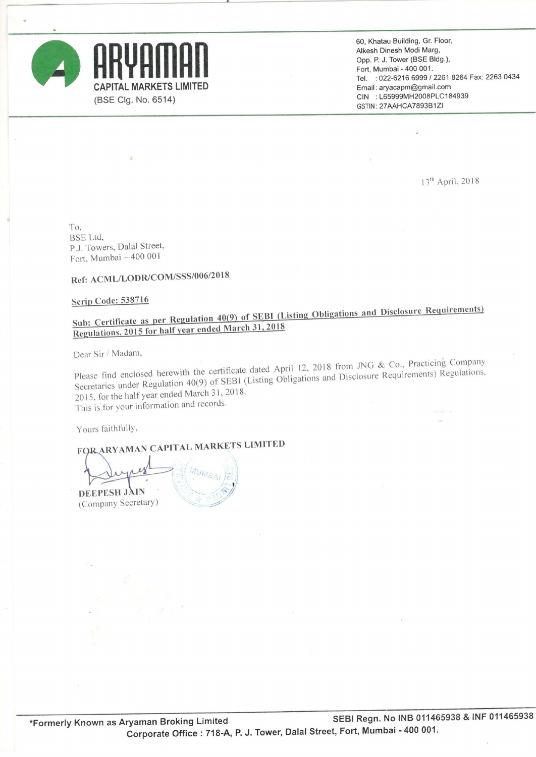# ARYAMAN
**CAPITAL MARKETS LIMITED**
(BSE Clg. No. 6514)

60, Khatau Building, Gr. Floor,
Alkesh Dinesh Modi Marg,
Opp. P. J. Tower (BSE Bldg.),
Fort, Mumbai - 400 001.
Tel. : 022-6216 6999 / 2261 8264 Fax: 2263 0434
Email: aryacapm@gmail.com
CIN : L65999MH2008PLC184939
GSTIN: 27AAHCA7893B1ZI

13th April, 2018

To,
BSE Ltd,
P.J. Towers, Dalal Street,
Fort, Mumbai – 400 001

**Ref: ACML/LODR/COM/SSS/006/2018**

**Scrip Code: 538716**

**Sub: Certificate as per Regulation 40(9) of SEBI (Listing Obligations and Disclosure Requirements) Regulations, 2015 for half year ended March 31, 2018**

Dear Sir / Madam,

Please find enclosed herewith the certificate dated April 12, 2018 from JNG & Co., Practicing Company Secretaries under Regulation 40(9) of SEBI (Listing Obligations and Disclosure Requirements) Regulations, 2015, for the half year ended March 31, 2018.
This is for your information and records.

Yours faithfully,

**FOR ARYAMAN CAPITAL MARKETS LIMITED**

**DEEPESH JAIN**
(Company Secretary)

*Formerly Known as Aryaman Broking Limited

SEBI Regn. No INB 011465938 & INF 011465938

Corporate Office : 718-A, P. J. Tower, Dalal Street, Fort, Mumbai - 400 001.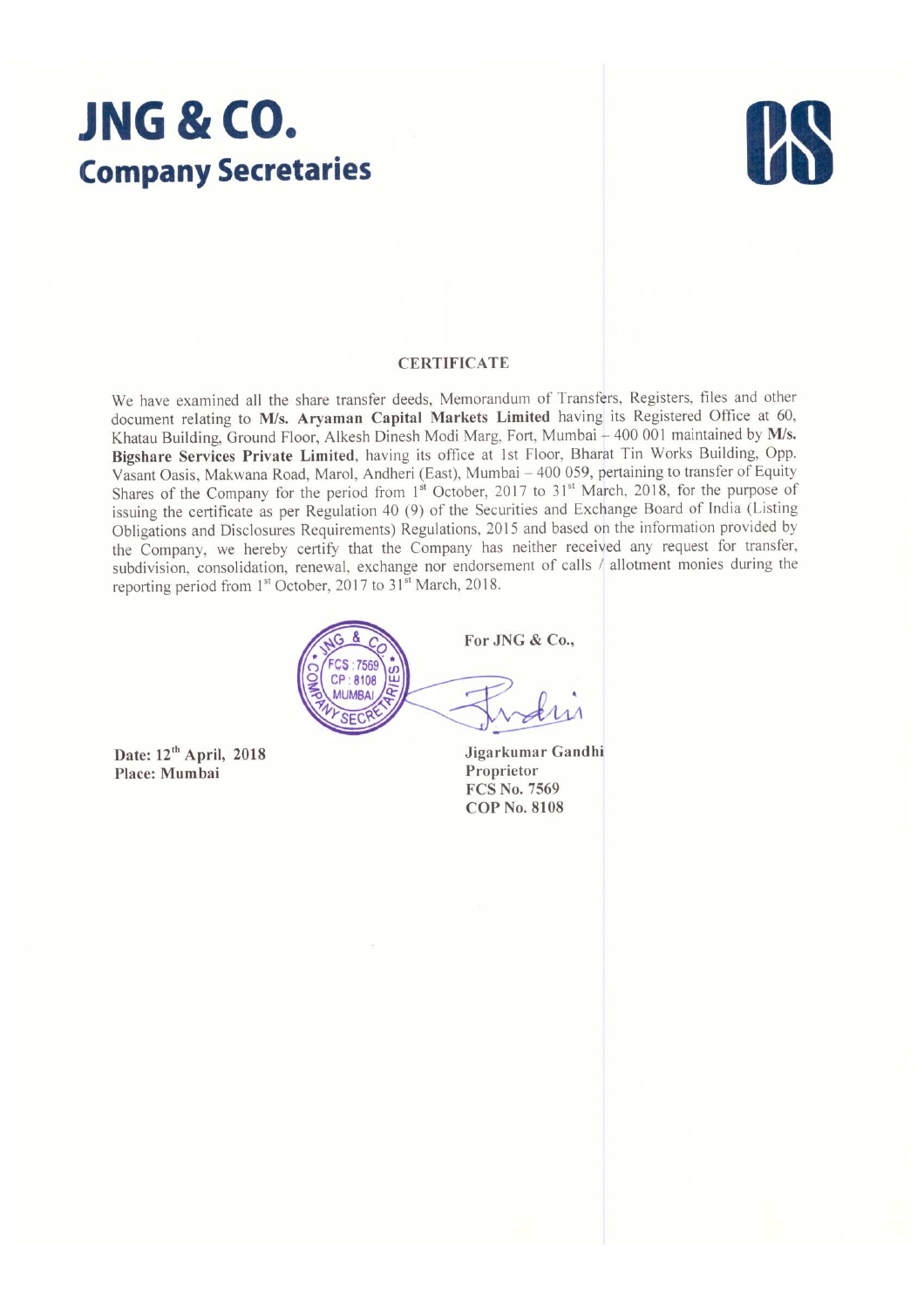# JNG & CO.

## Company Secretaries

### CERTIFICATE

We have examined all the share transfer deeds, Memorandum of Transfers, Registers, files and other document relating to **M/s. Aryaman Capital Markets Limited** having its Registered Office at 60, Khatau Building, Ground Floor, Alkesh Dinesh Modi Marg, Fort, Mumbai – 400 001 maintained by **M/s. Bigshare Services Private Limited**, having its office at 1st Floor, Bharat Tin Works Building, Opp. Vasant Oasis, Makwana Road, Marol, Andheri (East), Mumbai – 400 059, pertaining to transfer of Equity Shares of the Company for the period from 1st October, 2017 to 31st March, 2018, for the purpose of issuing the certificate as per Regulation 40 (9) of the Securities and Exchange Board of India (Listing Obligations and Disclosures Requirements) Regulations, 2015 and based on the information provided by the Company, we hereby certify that the Company has neither received any request for transfer, subdivision, consolidation, renewal, exchange nor endorsement of calls / allotment monies during the reporting period from 1st October, 2017 to 31st March, 2018.

**For JNG & Co.,**

**Date: 12th April, 2018**
**Place: Mumbai**

**Jigarkumar Gandhi**
**Proprietor**
**FCS No. 7569**
**COP No. 8108**